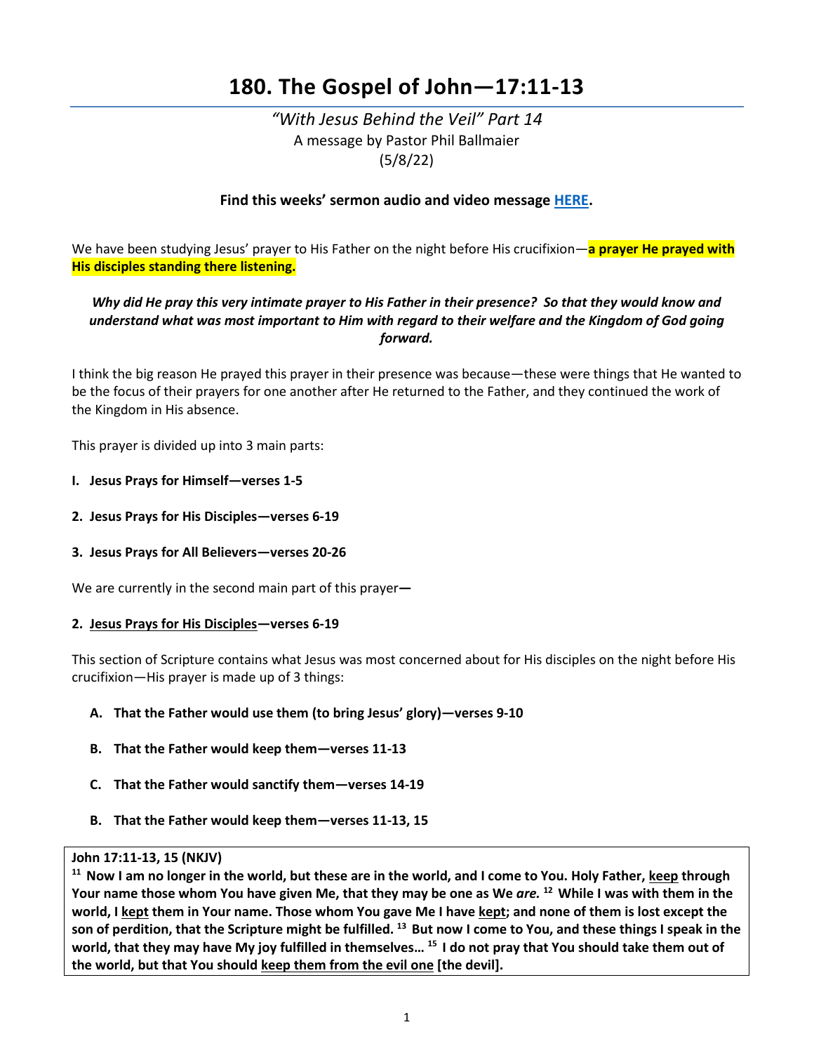# 180. The Gospel of John—17:11-13

*"With Jesus Behind the Veil" Part 14*
A message by Pastor Phil Ballmaier
(5/8/22)

**Find this weeks' sermon audio and video message HERE.**

We have been studying Jesus' prayer to His Father on the night before His crucifixion—**a prayer He prayed with His disciples standing there listening.**

***Why did He pray this very intimate prayer to His Father in their presence? So that they would know and understand what was most important to Him with regard to their welfare and the Kingdom of God going forward.***

I think the big reason He prayed this prayer in their presence was because—these were things that He wanted to be the focus of their prayers for one another after He returned to the Father, and they continued the work of the Kingdom in His absence.

This prayer is divided up into 3 main parts:

**I. Jesus Prays for Himself—verses 1-5**

**2. Jesus Prays for His Disciples—verses 6-19**

**3. Jesus Prays for All Believers—verses 20-26**

We are currently in the second main part of this prayer**—**

**2. Jesus Prays for His Disciples—verses 6-19**

This section of Scripture contains what Jesus was most concerned about for His disciples on the night before His crucifixion—His prayer is made up of 3 things:

- **A. That the Father would use them (to bring Jesus' glory)—verses 9-10**
- **B. That the Father would keep them—verses 11-13**
- **C. That the Father would sanctify them—verses 14-19**

**B. That the Father would keep them—verses 11-13, 15**

> **John 17:11-13, 15 (NKJV)**
> **[11] Now I am no longer in the world, but these are in the world, and I come to You. Holy Father, keep through Your name those whom You have given Me, that they may be one as We *are.* [12] While I was with them in the world, I kept them in Your name. Those whom You gave Me I have kept; and none of them is lost except the son of perdition, that the Scripture might be fulfilled. [13] But now I come to You, and these things I speak in the world, that they may have My joy fulfilled in themselves… [15] I do not pray that You should take them out of the world, but that You should keep them from the evil one [the devil].**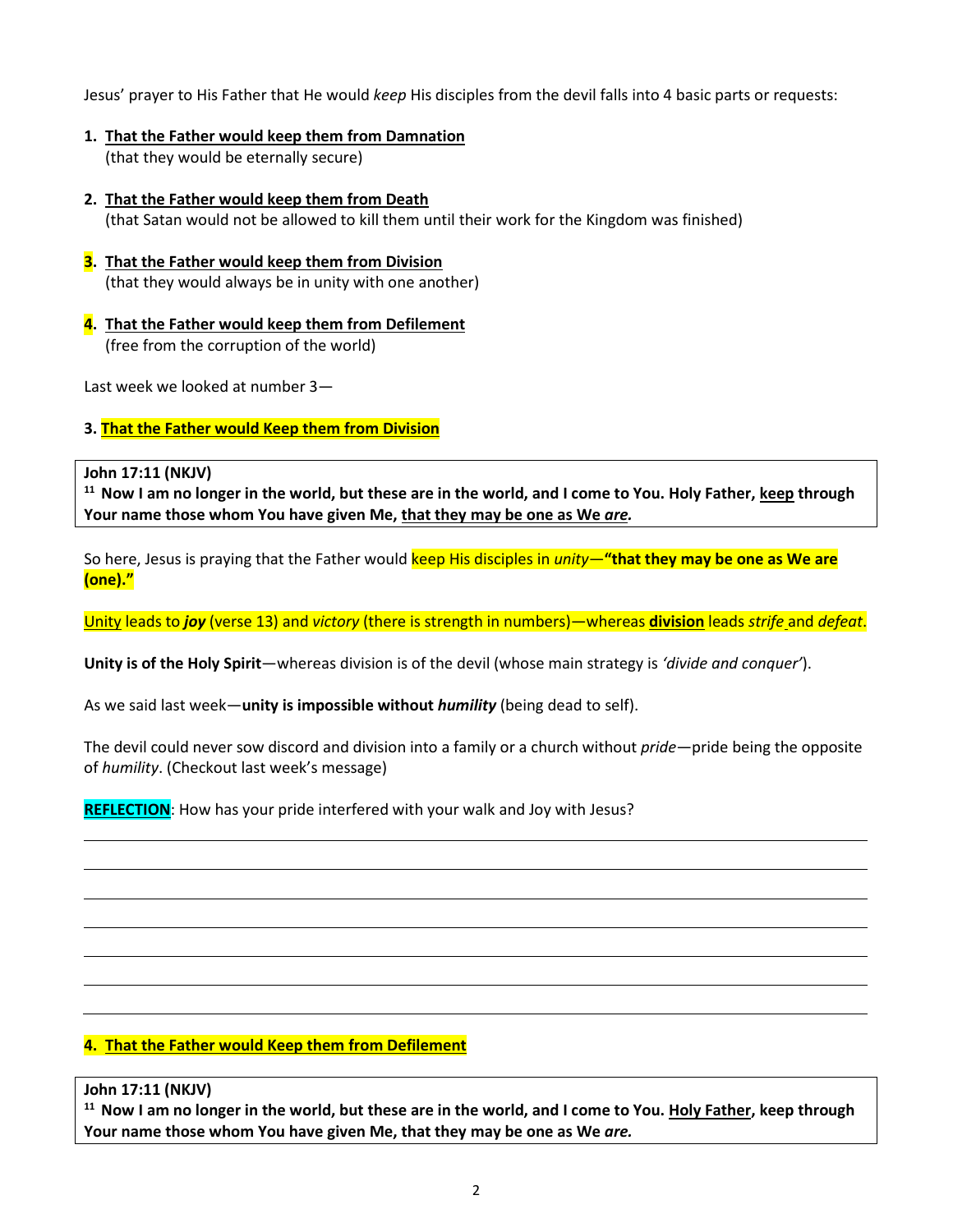Jesus' prayer to His Father that He would *keep* His disciples from the devil falls into 4 basic parts or requests:

1. **<u>That the Father would keep them from Damnation</u>**
   (that they would be eternally secure)

2. **<u>That the Father would keep them from Death</u>**
   (that Satan would not be allowed to kill them until their work for the Kingdom was finished)

3. **<u>That the Father would keep them from Division</u>**
   (that they would always be in unity with one another)

4. **<u>That the Father would keep them from Defilement</u>**
   (free from the corruption of the world)

Last week we looked at number 3—

**3. <u>That the Father would Keep them from Division</u>**

> **John 17:11 (NKJV)**
> **[11] Now I am no longer in the world, but these are in the world, and I come to You. Holy Father, <u>keep</u> through Your name those whom You have given Me, <u>that they may be one as We *are.*</u>**

So here, Jesus is praying that the Father would keep His disciples in *unity*—**"that they may be one as We are (one)."**

<u>Unity</u> leads to ***joy*** (verse 13) and *victory* (there is strength in numbers)—whereas **<u>division</u>** leads *strife* and *defeat*.

**Unity is of the Holy Spirit**—whereas division is of the devil (whose main strategy is *'divide and conquer'*).

As we said last week—**unity is impossible without *humility*** (being dead to self).

The devil could never sow discord and division into a family or a church without *pride*—pride being the opposite of *humility*. (Checkout last week's message)

**<u>REFLECTION</u>**: How has your pride interfered with your walk and Joy with Jesus?

______________________________________________________________________________

______________________________________________________________________________

______________________________________________________________________________

______________________________________________________________________________

______________________________________________________________________________

______________________________________________________________________________

______________________________________________________________________________

**4. <u>That the Father would Keep them from Defilement</u>**

> **John 17:11 (NKJV)**
> **[11] Now I am no longer in the world, but these are in the world, and I come to You. <u>Holy Father</u>, keep through Your name those whom You have given Me, that they may be one as We *are.***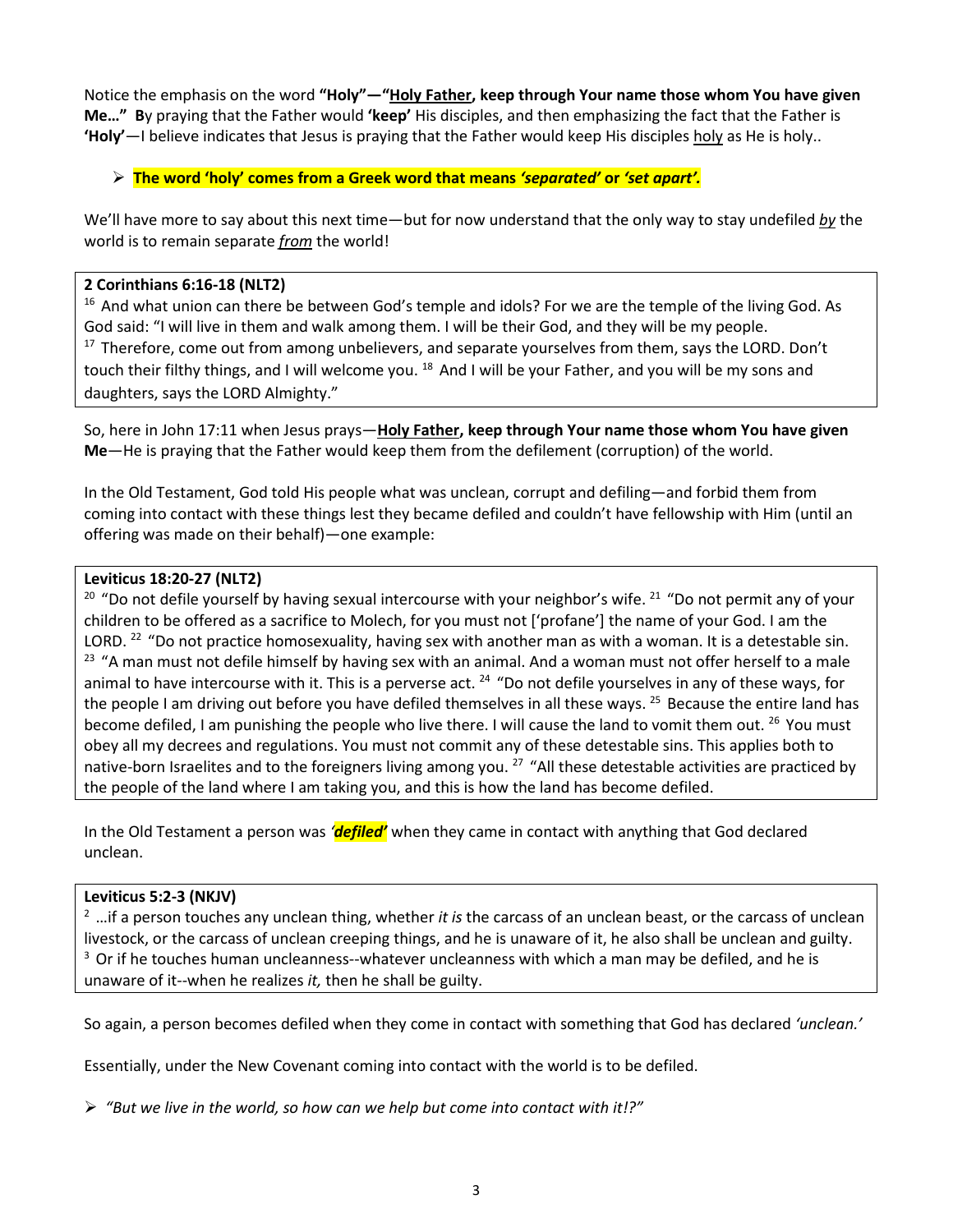Notice the emphasis on the word **"Holy"—"Holy Father, keep through Your name those whom You have given Me…" B**y praying that the Father would **'keep'** His disciples, and then emphasizing the fact that the Father is **'Holy'**—I believe indicates that Jesus is praying that the Father would keep His disciples holy as He is holy..

- **The word 'holy' comes from a Greek word that means *'separated'* or *'set apart'.***

We'll have more to say about this next time—but for now understand that the only way to stay undefiled ***by*** the world is to remain separate ***from*** the world!

> **2 Corinthians 6:16-18 (NLT2)**
> [16] And what union can there be between God's temple and idols? For we are the temple of the living God. As God said: "I will live in them and walk among them. I will be their God, and they will be my people.
> [17] Therefore, come out from among unbelievers, and separate yourselves from them, says the LORD. Don't touch their filthy things, and I will welcome you. [18] And I will be your Father, and you will be my sons and daughters, says the LORD Almighty."

So, here in John 17:11 when Jesus prays—**Holy Father, keep through Your name those whom You have given Me**—He is praying that the Father would keep them from the defilement (corruption) of the world.

In the Old Testament, God told His people what was unclean, corrupt and defiling—and forbid them from coming into contact with these things lest they became defiled and couldn't have fellowship with Him (until an offering was made on their behalf)—one example:

> **Leviticus 18:20-27 (NLT2)**
> [20] "Do not defile yourself by having sexual intercourse with your neighbor's wife. [21] "Do not permit any of your children to be offered as a sacrifice to Molech, for you must not ['profane'] the name of your God. I am the LORD. [22] "Do not practice homosexuality, having sex with another man as with a woman. It is a detestable sin. [23] "A man must not defile himself by having sex with an animal. And a woman must not offer herself to a male animal to have intercourse with it. This is a perverse act. [24] "Do not defile yourselves in any of these ways, for the people I am driving out before you have defiled themselves in all these ways. [25] Because the entire land has become defiled, I am punishing the people who live there. I will cause the land to vomit them out. [26] You must obey all my decrees and regulations. You must not commit any of these detestable sins. This applies both to native-born Israelites and to the foreigners living among you. [27] "All these detestable activities are practiced by the people of the land where I am taking you, and this is how the land has become defiled.

In the Old Testament a person was ***'defiled'*** when they came in contact with anything that God declared unclean.

> **Leviticus 5:2-3 (NKJV)**
> [2] …if a person touches any unclean thing, whether *it is* the carcass of an unclean beast, or the carcass of unclean livestock, or the carcass of unclean creeping things, and he is unaware of it, he also shall be unclean and guilty.
> [3] Or if he touches human uncleanness--whatever uncleanness with which a man may be defiled, and he is unaware of it--when he realizes *it,* then he shall be guilty.

So again, a person becomes defiled when they come in contact with something that God has declared *'unclean.'*

Essentially, under the New Covenant coming into contact with the world is to be defiled.

- *"But we live in the world, so how can we help but come into contact with it!?"*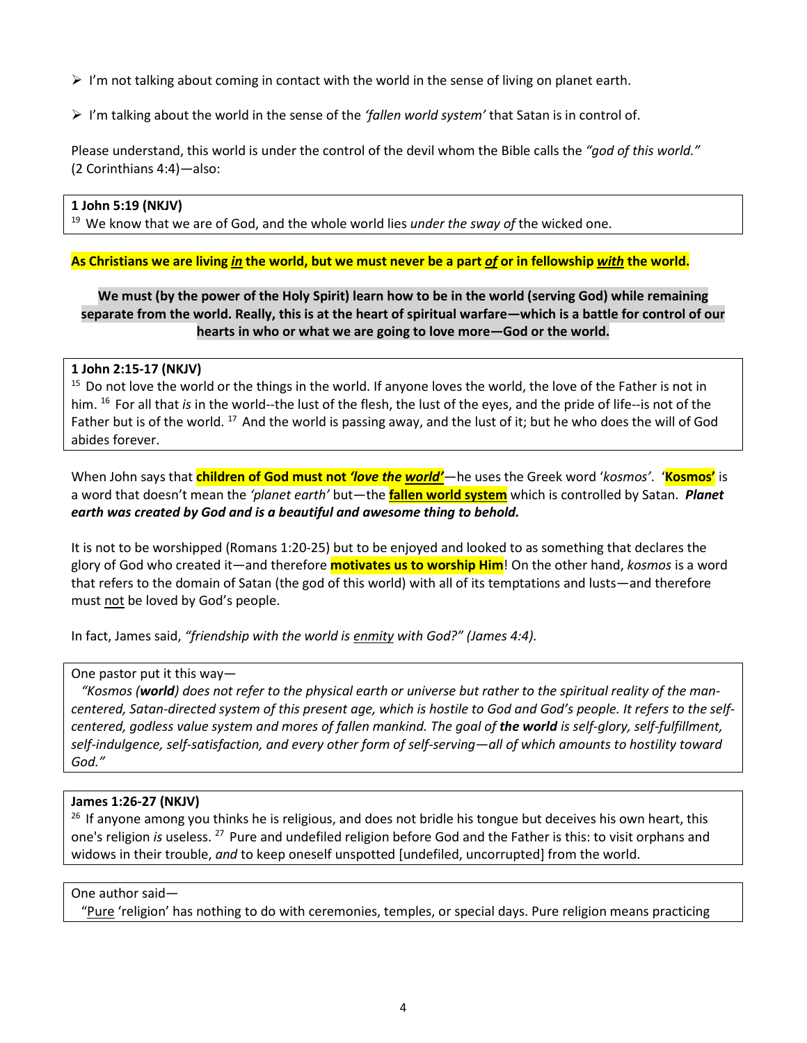- I'm not talking about coming in contact with the world in the sense of living on planet earth.

- I'm talking about the world in the sense of the *'fallen world system'* that Satan is in control of.

Please understand, this world is under the control of the devil whom the Bible calls the *"god of this world."* (2 Corinthians 4:4)—also:

> **1 John 5:19 (NKJV)**
> [19] We know that we are of God, and the whole world lies *under the sway of* the wicked one.

**As Christians we are living *in* the world, but we must never be a part *of* or in fellowship *with* the world.**

**We must (by the power of the Holy Spirit) learn how to be in the world (serving God) while remaining separate from the world. Really, this is at the heart of spiritual warfare—which is a battle for control of our hearts in who or what we are going to love more—God or the world.**

> **1 John 2:15-17 (NKJV)**
> [15] Do not love the world or the things in the world. If anyone loves the world, the love of the Father is not in him. [16] For all that *is* in the world--the lust of the flesh, the lust of the eyes, and the pride of life--is not of the Father but is of the world. [17] And the world is passing away, and the lust of it; but he who does the will of God abides forever.

When John says that **children of God must not *'love the world'*** —he uses the Greek word '*kosmos*'. '**Kosmos'** is a word that doesn't mean the *'planet earth'* but—the **fallen world system** which is controlled by Satan. ***Planet earth was created by God and is a beautiful and awesome thing to behold.***

It is not to be worshipped (Romans 1:20-25) but to be enjoyed and looked to as something that declares the glory of God who created it—and therefore **motivates us to worship Him**! On the other hand, *kosmos* is a word that refers to the domain of Satan (the god of this world) with all of its temptations and lusts—and therefore must not be loved by God's people.

In fact, James said, *"friendship with the world is enmity with God?" (James 4:4).*

> One pastor put it this way—
> *"Kosmos (**world**) does not refer to the physical earth or universe but rather to the spiritual reality of the man-centered, Satan-directed system of this present age, which is hostile to God and God's people. It refers to the self-centered, godless value system and mores of fallen mankind. The goal of **the world** is self-glory, self-fulfillment, self-indulgence, self-satisfaction, and every other form of self-serving—all of which amounts to hostility toward God."*

> **James 1:26-27 (NKJV)**
> [26] If anyone among you thinks he is religious, and does not bridle his tongue but deceives his own heart, this one's religion *is* useless. [27] Pure and undefiled religion before God and the Father is this: to visit orphans and widows in their trouble, *and* to keep oneself unspotted [undefiled, uncorrupted] from the world.

> One author said—
> "Pure 'religion' has nothing to do with ceremonies, temples, or special days. Pure religion means practicing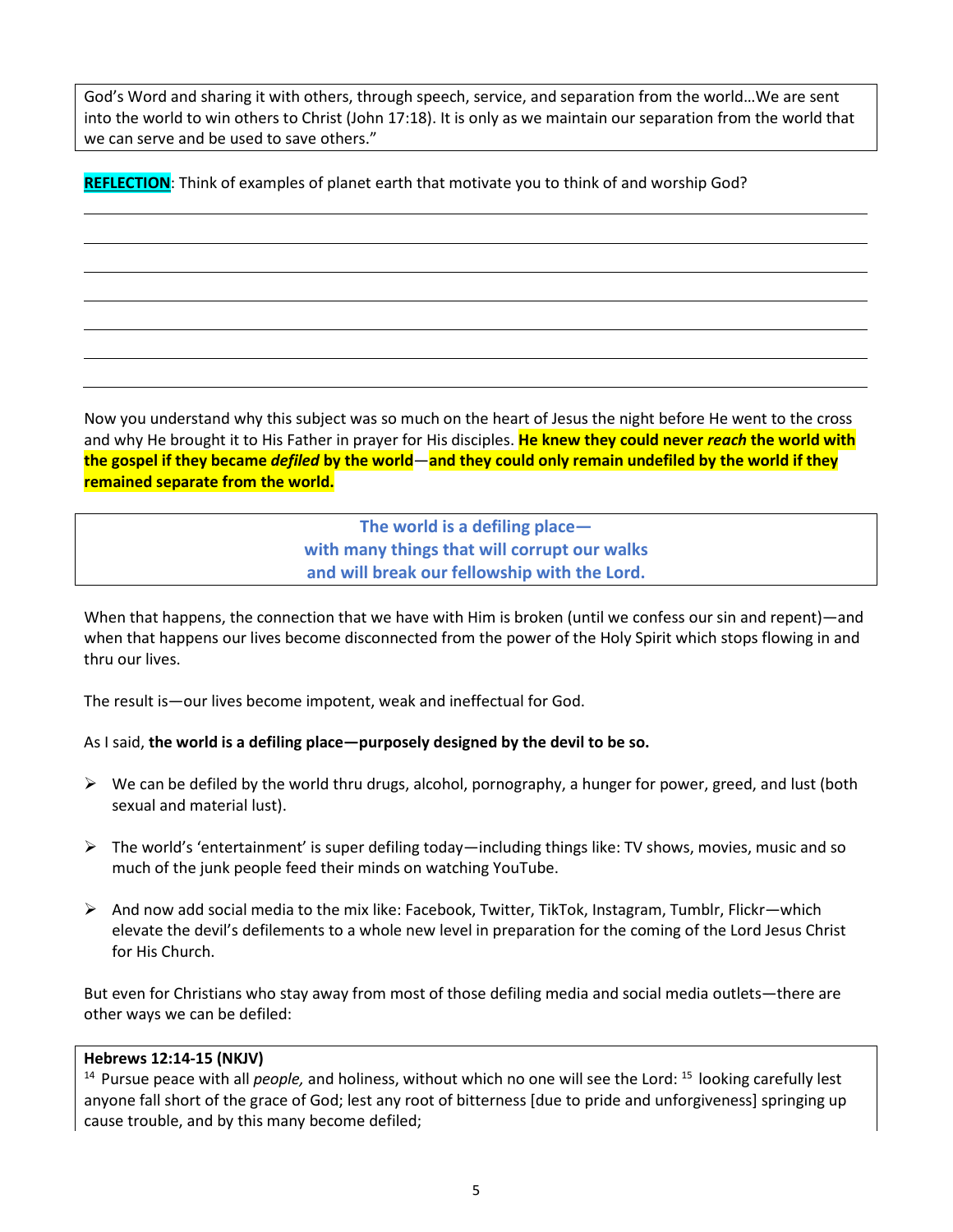God's Word and sharing it with others, through speech, service, and separation from the world…We are sent into the world to win others to Christ (John 17:18). It is only as we maintain our separation from the world that we can serve and be used to save others."

**REFLECTION**: Think of examples of planet earth that motivate you to think of and worship God?

Now you understand why this subject was so much on the heart of Jesus the night before He went to the cross and why He brought it to His Father in prayer for His disciples. **He knew they could never *reach* the world with the gospel if they became *defiled* by the world**—**and they could only remain undefiled by the world if they remained separate from the world.**

**The world is a defiling place—
with many things that will corrupt our walks
and will break our fellowship with the Lord.**

When that happens, the connection that we have with Him is broken (until we confess our sin and repent)—and when that happens our lives become disconnected from the power of the Holy Spirit which stops flowing in and thru our lives.

The result is—our lives become impotent, weak and ineffectual for God.

As I said, **the world is a defiling place—purposely designed by the devil to be so.**

- We can be defiled by the world thru drugs, alcohol, pornography, a hunger for power, greed, and lust (both sexual and material lust).
- The world's 'entertainment' is super defiling today—including things like: TV shows, movies, music and so much of the junk people feed their minds on watching YouTube.
- And now add social media to the mix like: Facebook, Twitter, TikTok, Instagram, Tumblr, Flickr—which elevate the devil's defilements to a whole new level in preparation for the coming of the Lord Jesus Christ for His Church.

But even for Christians who stay away from most of those defiling media and social media outlets—there are other ways we can be defiled:

**Hebrews 12:14-15 (NKJV)**
[14] Pursue peace with all *people,* and holiness, without which no one will see the Lord: [15] looking carefully lest anyone fall short of the grace of God; lest any root of bitterness [due to pride and unforgiveness] springing up cause trouble, and by this many become defiled;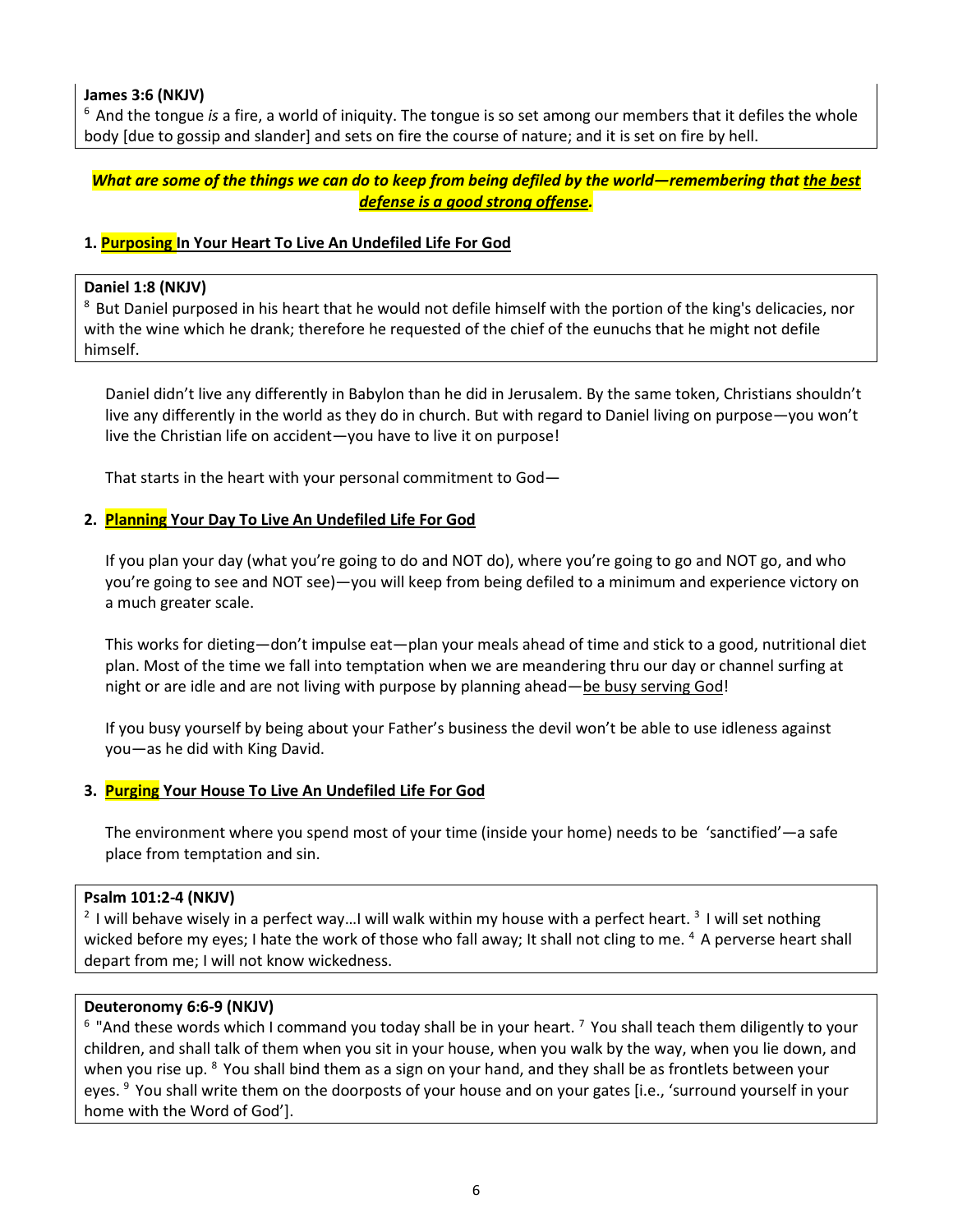**James 3:6 (NKJV)**

[6] And the tongue *is* a fire, a world of iniquity. The tongue is so set among our members that it defiles the whole body [due to gossip and slander] and sets on fire the course of nature; and it is set on fire by hell.

***What are some of the things we can do to keep from being defiled by the world—remembering that the best defense is a good strong offense.***

**1. Purposing In Your Heart To Live An Undefiled Life For God**

**Daniel 1:8 (NKJV)**

[8] But Daniel purposed in his heart that he would not defile himself with the portion of the king's delicacies, nor with the wine which he drank; therefore he requested of the chief of the eunuchs that he might not defile himself.

Daniel didn't live any differently in Babylon than he did in Jerusalem. By the same token, Christians shouldn't live any differently in the world as they do in church. But with regard to Daniel living on purpose—you won't live the Christian life on accident—you have to live it on purpose!

That starts in the heart with your personal commitment to God—

**2. Planning Your Day To Live An Undefiled Life For God**

If you plan your day (what you're going to do and NOT do), where you're going to go and NOT go, and who you're going to see and NOT see)—you will keep from being defiled to a minimum and experience victory on a much greater scale.

This works for dieting—don't impulse eat—plan your meals ahead of time and stick to a good, nutritional diet plan. Most of the time we fall into temptation when we are meandering thru our day or channel surfing at night or are idle and are not living with purpose by planning ahead—be busy serving God!

If you busy yourself by being about your Father's business the devil won't be able to use idleness against you—as he did with King David.

**3. Purging Your House To Live An Undefiled Life For God**

The environment where you spend most of your time (inside your home) needs to be 'sanctified'—a safe place from temptation and sin.

**Psalm 101:2-4 (NKJV)**

[2] I will behave wisely in a perfect way…I will walk within my house with a perfect heart. [3] I will set nothing wicked before my eyes; I hate the work of those who fall away; It shall not cling to me. [4] A perverse heart shall depart from me; I will not know wickedness.

**Deuteronomy 6:6-9 (NKJV)**

[6] "And these words which I command you today shall be in your heart. [7] You shall teach them diligently to your children, and shall talk of them when you sit in your house, when you walk by the way, when you lie down, and when you rise up. [8] You shall bind them as a sign on your hand, and they shall be as frontlets between your eyes. [9] You shall write them on the doorposts of your house and on your gates [i.e., 'surround yourself in your home with the Word of God'].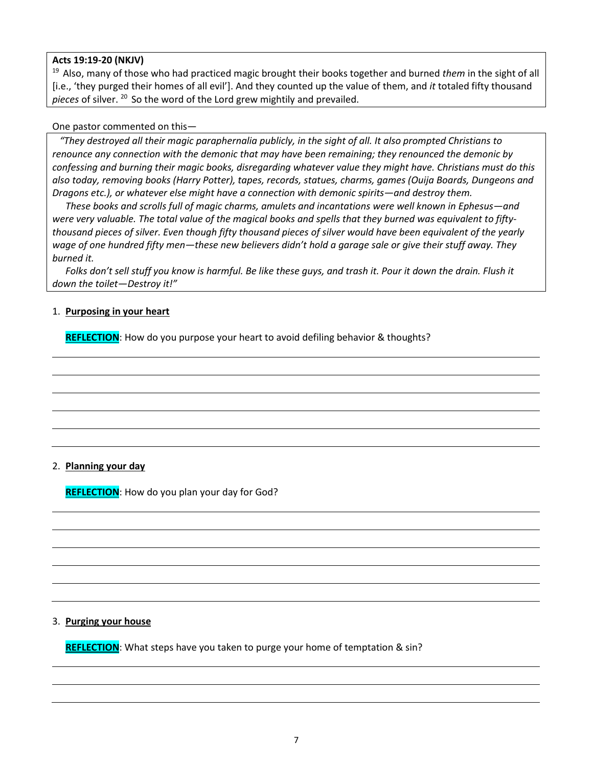**Acts 19:19-20 (NKJV)**

[19] Also, many of those who had practiced magic brought their books together and burned *them* in the sight of all [i.e., 'they purged their homes of all evil']. And they counted up the value of them, and *it* totaled fifty thousand *pieces* of silver. [20] So the word of the Lord grew mightily and prevailed.

One pastor commented on this—

> *"They destroyed all their magic paraphernalia publicly, in the sight of all. It also prompted Christians to renounce any connection with the demonic that may have been remaining; they renounced the demonic by confessing and burning their magic books, disregarding whatever value they might have. Christians must do this also today, removing books (Harry Potter), tapes, records, statues, charms, games (Ouija Boards, Dungeons and Dragons etc.), or whatever else might have a connection with demonic spirits—and destroy them.*
>
> *These books and scrolls full of magic charms, amulets and incantations were well known in Ephesus—and were very valuable. The total value of the magical books and spells that they burned was equivalent to fifty-thousand pieces of silver. Even though fifty thousand pieces of silver would have been equivalent of the yearly wage of one hundred fifty men—these new believers didn't hold a garage sale or give their stuff away. They burned it.*
>
> *Folks don't sell stuff you know is harmful. Be like these guys, and trash it. Pour it down the drain. Flush it down the toilet—Destroy it!"*

1. **Purposing in your heart**

   **REFLECTION**: How do you purpose your heart to avoid defiling behavior & thoughts?

2. **Planning your day**

   **REFLECTION**: How do you plan your day for God?

3. **Purging your house**

   **REFLECTION**: What steps have you taken to purge your home of temptation & sin?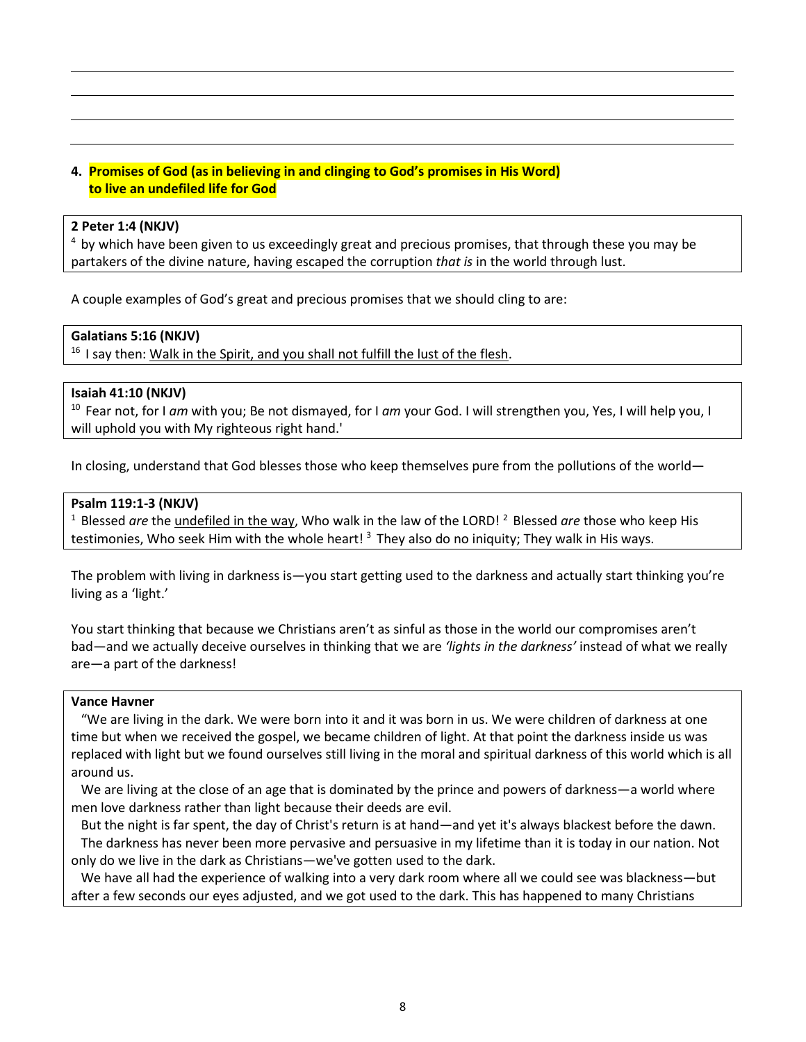**4. Promises of God (as in believing in and clinging to God's promises in His Word) to live an undefiled life for God**

**2 Peter 1:4 (NKJV)**
[4] by which have been given to us exceedingly great and precious promises, that through these you may be partakers of the divine nature, having escaped the corruption *that is* in the world through lust.

A couple examples of God's great and precious promises that we should cling to are:

**Galatians 5:16 (NKJV)**
[16] I say then: Walk in the Spirit, and you shall not fulfill the lust of the flesh.

**Isaiah 41:10 (NKJV)**
[10] Fear not, for I *am* with you; Be not dismayed, for I *am* your God. I will strengthen you, Yes, I will help you, I will uphold you with My righteous right hand.'

In closing, understand that God blesses those who keep themselves pure from the pollutions of the world—

**Psalm 119:1-3 (NKJV)**
[1] Blessed *are* the undefiled in the way, Who walk in the law of the LORD! [2] Blessed *are* those who keep His testimonies, Who seek Him with the whole heart! [3] They also do no iniquity; They walk in His ways.

The problem with living in darkness is—you start getting used to the darkness and actually start thinking you're living as a 'light.'

You start thinking that because we Christians aren't as sinful as those in the world our compromises aren't bad—and we actually deceive ourselves in thinking that we are *'lights in the darkness'* instead of what we really are—a part of the darkness!

**Vance Havner**

"We are living in the dark. We were born into it and it was born in us. We were children of darkness at one time but when we received the gospel, we became children of light. At that point the darkness inside us was replaced with light but we found ourselves still living in the moral and spiritual darkness of this world which is all around us.

We are living at the close of an age that is dominated by the prince and powers of darkness—a world where men love darkness rather than light because their deeds are evil.

But the night is far spent, the day of Christ's return is at hand—and yet it's always blackest before the dawn.

The darkness has never been more pervasive and persuasive in my lifetime than it is today in our nation. Not only do we live in the dark as Christians—we've gotten used to the dark.

We have all had the experience of walking into a very dark room where all we could see was blackness—but after a few seconds our eyes adjusted, and we got used to the dark. This has happened to many Christians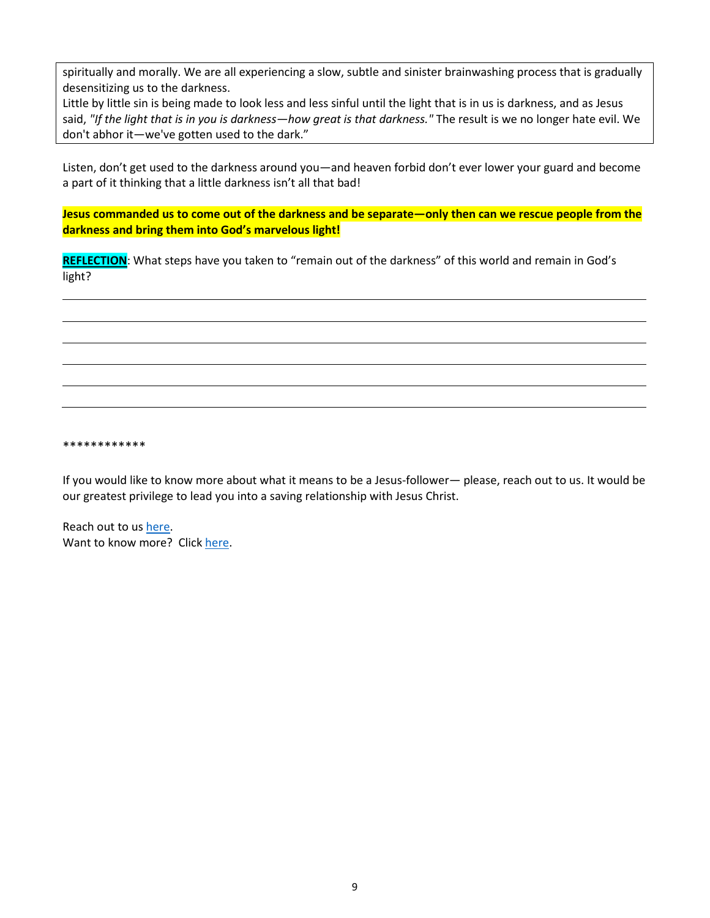spiritually and morally. We are all experiencing a slow, subtle and sinister brainwashing process that is gradually desensitizing us to the darkness.

Little by little sin is being made to look less and less sinful until the light that is in us is darkness, and as Jesus said, *"If the light that is in you is darkness—how great is that darkness."* The result is we no longer hate evil. We don't abhor it—we've gotten used to the dark."

Listen, don't get used to the darkness around you—and heaven forbid don't ever lower your guard and become a part of it thinking that a little darkness isn't all that bad!

**Jesus commanded us to come out of the darkness and be separate—only then can we rescue people from the darkness and bring them into God's marvelous light!**

**REFLECTION**: What steps have you taken to "remain out of the darkness" of this world and remain in God's light?

______________________________________________________________________________

______________________________________________________________________________

______________________________________________________________________________

______________________________________________________________________________

______________________________________________________________________________

______________________________________________________________________________

************

If you would like to know more about what it means to be a Jesus-follower— please, reach out to us. It would be our greatest privilege to lead you into a saving relationship with Jesus Christ.

Reach out to us here.
Want to know more? Click here.